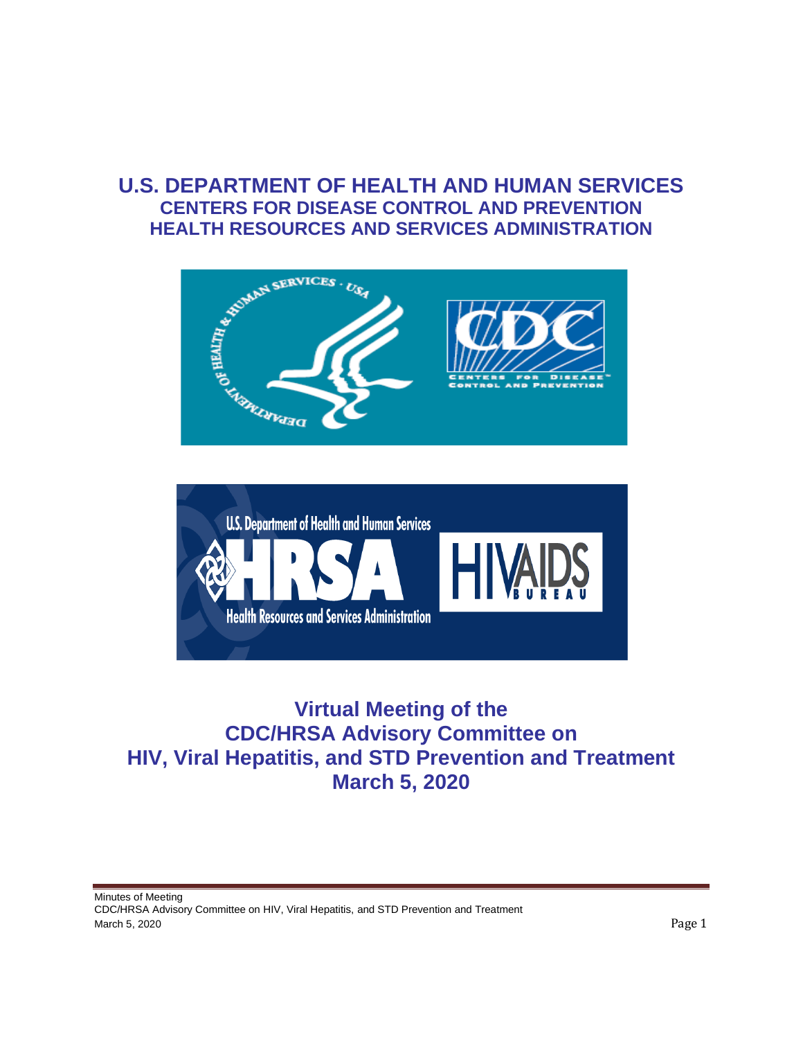# U.S. DEPARTMENT OF HEALTH AND HUMAN SERVICES
## CENTERS FOR DISEASE CONTROL AND PREVENTION
## HEALTH RESOURCES AND SERVICES ADMINISTRATION

# Virtual Meeting of the CDC/HRSA Advisory Committee on HIV, Viral Hepatitis, and STD Prevention and Treatment March 5, 2020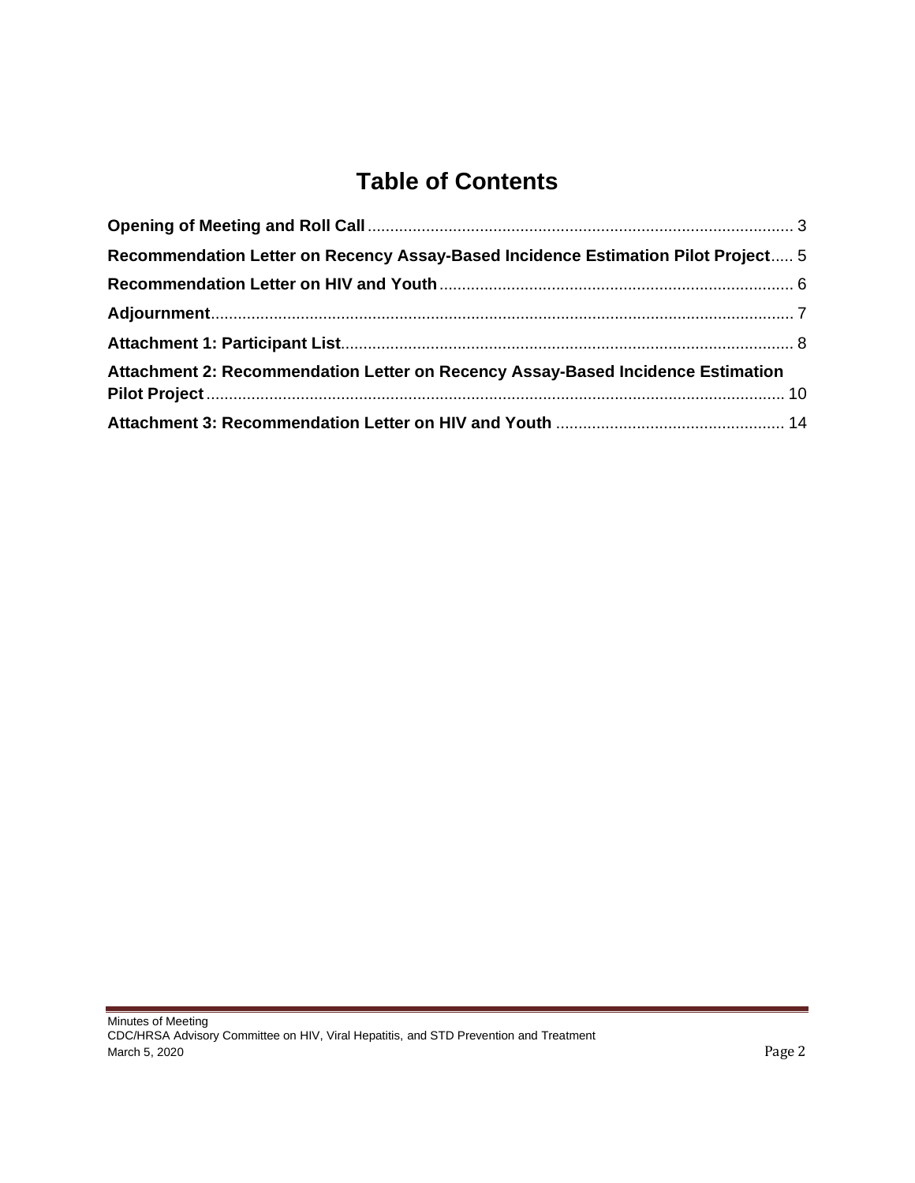# Table of Contents

**Opening of Meeting and Roll Call** .............................................................................................. 3

**Recommendation Letter on Recency Assay-Based Incidence Estimation Pilot Project** ..... 5

**Recommendation Letter on HIV and Youth** .............................................................................. 6

**Adjournment** ................................................................................................................................ 7

**Attachment 1: Participant List** ................................................................................................... 8

**Attachment 2: Recommendation Letter on Recency Assay-Based Incidence Estimation Pilot Project** ............................................................................................................................... 10

**Attachment 3: Recommendation Letter on HIV and Youth** .................................................. 14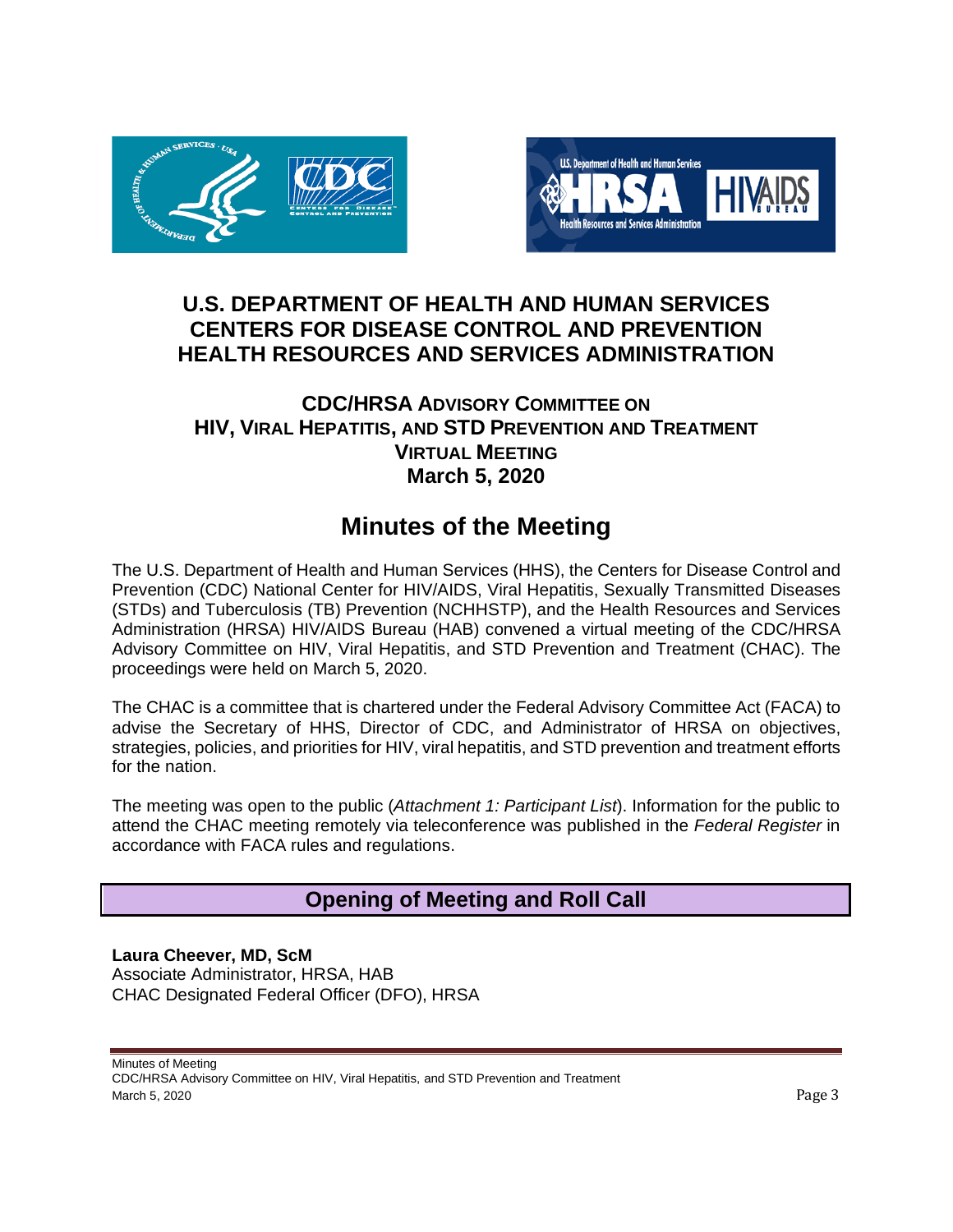# U.S. DEPARTMENT OF HEALTH AND HUMAN SERVICES
# CENTERS FOR DISEASE CONTROL AND PREVENTION
# HEALTH RESOURCES AND SERVICES ADMINISTRATION

## CDC/HRSA ADVISORY COMMITTEE ON HIV, VIRAL HEPATITIS, AND STD PREVENTION AND TREATMENT
## VIRTUAL MEETING
## March 5, 2020

# Minutes of the Meeting

The U.S. Department of Health and Human Services (HHS), the Centers for Disease Control and Prevention (CDC) National Center for HIV/AIDS, Viral Hepatitis, Sexually Transmitted Diseases (STDs) and Tuberculosis (TB) Prevention (NCHHSTP), and the Health Resources and Services Administration (HRSA) HIV/AIDS Bureau (HAB) convened a virtual meeting of the CDC/HRSA Advisory Committee on HIV, Viral Hepatitis, and STD Prevention and Treatment (CHAC). The proceedings were held on March 5, 2020.

The CHAC is a committee that is chartered under the Federal Advisory Committee Act (FACA) to advise the Secretary of HHS, Director of CDC, and Administrator of HRSA on objectives, strategies, policies, and priorities for HIV, viral hepatitis, and STD prevention and treatment efforts for the nation.

The meeting was open to the public (*Attachment 1: Participant List*). Information for the public to attend the CHAC meeting remotely via teleconference was published in the *Federal Register* in accordance with FACA rules and regulations.

## Opening of Meeting and Roll Call

**Laura Cheever, MD, ScM**
Associate Administrator, HRSA, HAB
CHAC Designated Federal Officer (DFO), HRSA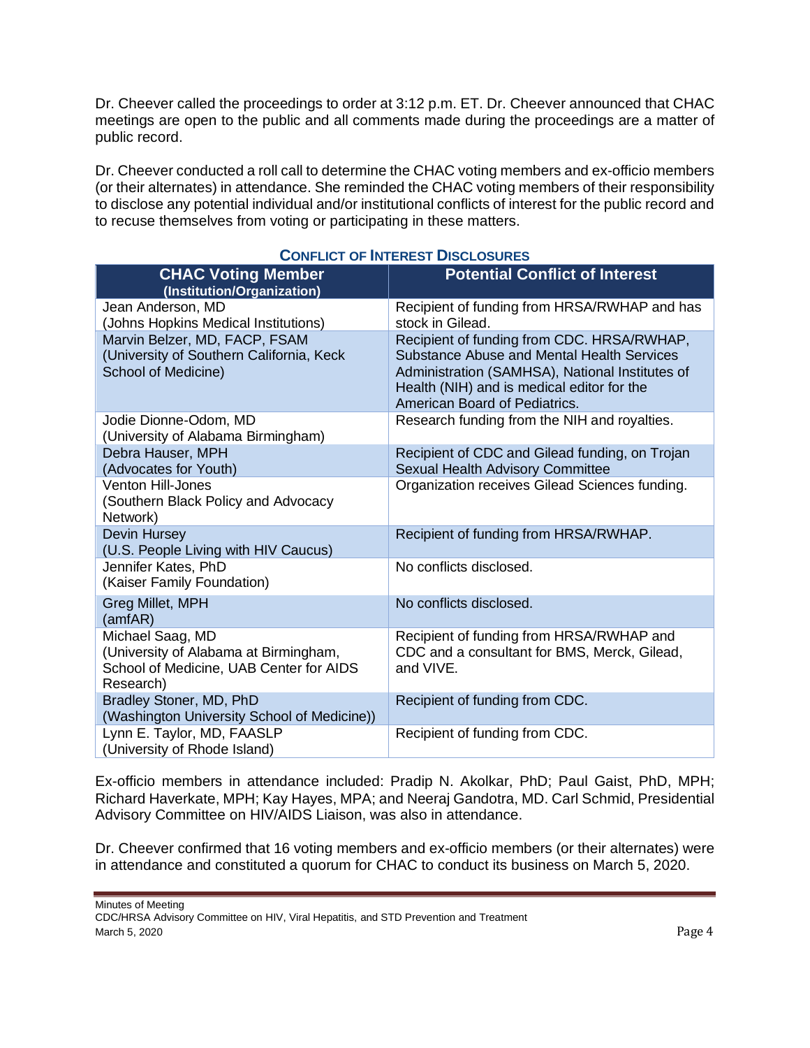Dr. Cheever called the proceedings to order at 3:12 p.m. ET. Dr. Cheever announced that CHAC meetings are open to the public and all comments made during the proceedings are a matter of public record.

Dr. Cheever conducted a roll call to determine the CHAC voting members and ex-officio members (or their alternates) in attendance. She reminded the CHAC voting members of their responsibility to disclose any potential individual and/or institutional conflicts of interest for the public record and to recuse themselves from voting or participating in these matters.

**CONFLICT OF INTEREST DISCLOSURES**

| CHAC Voting Member (Institution/Organization) | Potential Conflict of Interest |
|---|---|
| Jean Anderson, MD (Johns Hopkins Medical Institutions) | Recipient of funding from HRSA/RWHAP and has stock in Gilead. |
| Marvin Belzer, MD, FACP, FSAM (University of Southern California, Keck School of Medicine) | Recipient of funding from CDC. HRSA/RWHAP, Substance Abuse and Mental Health Services Administration (SAMHSA), National Institutes of Health (NIH) and is medical editor for the American Board of Pediatrics. |
| Jodie Dionne-Odom, MD (University of Alabama Birmingham) | Research funding from the NIH and royalties. |
| Debra Hauser, MPH (Advocates for Youth) | Recipient of CDC and Gilead funding, on Trojan Sexual Health Advisory Committee |
| Venton Hill-Jones (Southern Black Policy and Advocacy Network) | Organization receives Gilead Sciences funding. |
| Devin Hursey (U.S. People Living with HIV Caucus) | Recipient of funding from HRSA/RWHAP. |
| Jennifer Kates, PhD (Kaiser Family Foundation) | No conflicts disclosed. |
| Greg Millet, MPH (amfAR) | No conflicts disclosed. |
| Michael Saag, MD (University of Alabama at Birmingham, School of Medicine, UAB Center for AIDS Research) | Recipient of funding from HRSA/RWHAP and CDC and a consultant for BMS, Merck, Gilead, and VIVE. |
| Bradley Stoner, MD, PhD (Washington University School of Medicine)) | Recipient of funding from CDC. |
| Lynn E. Taylor, MD, FAASLP (University of Rhode Island) | Recipient of funding from CDC. |

Ex-officio members in attendance included: Pradip N. Akolkar, PhD; Paul Gaist, PhD, MPH; Richard Haverkate, MPH; Kay Hayes, MPA; and Neeraj Gandotra, MD. Carl Schmid, Presidential Advisory Committee on HIV/AIDS Liaison, was also in attendance.

Dr. Cheever confirmed that 16 voting members and ex-officio members (or their alternates) were in attendance and constituted a quorum for CHAC to conduct its business on March 5, 2020.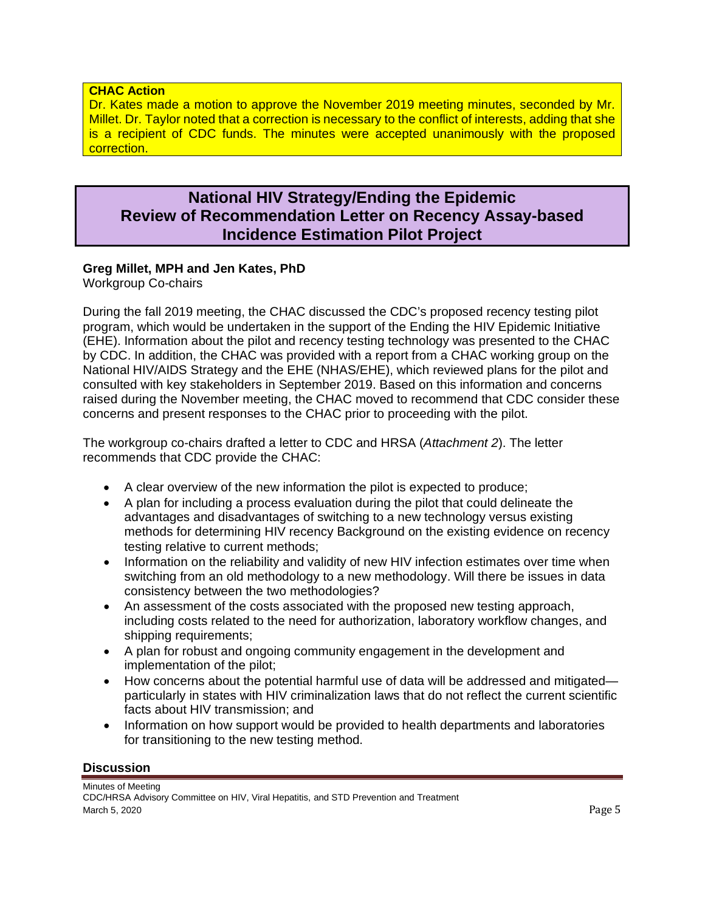**CHAC Action**

Dr. Kates made a motion to approve the November 2019 meeting minutes, seconded by Mr. Millet. Dr. Taylor noted that a correction is necessary to the conflict of interests, adding that she is a recipient of CDC funds. The minutes were accepted unanimously with the proposed correction.

## National HIV Strategy/Ending the Epidemic Review of Recommendation Letter on Recency Assay-based Incidence Estimation Pilot Project

**Greg Millet, MPH and Jen Kates, PhD**
Workgroup Co-chairs

During the fall 2019 meeting, the CHAC discussed the CDC's proposed recency testing pilot program, which would be undertaken in the support of the Ending the HIV Epidemic Initiative (EHE). Information about the pilot and recency testing technology was presented to the CHAC by CDC. In addition, the CHAC was provided with a report from a CHAC working group on the National HIV/AIDS Strategy and the EHE (NHAS/EHE), which reviewed plans for the pilot and consulted with key stakeholders in September 2019. Based on this information and concerns raised during the November meeting, the CHAC moved to recommend that CDC consider these concerns and present responses to the CHAC prior to proceeding with the pilot.

The workgroup co-chairs drafted a letter to CDC and HRSA (*Attachment 2*). The letter recommends that CDC provide the CHAC:

- A clear overview of the new information the pilot is expected to produce;
- A plan for including a process evaluation during the pilot that could delineate the advantages and disadvantages of switching to a new technology versus existing methods for determining HIV recency Background on the existing evidence on recency testing relative to current methods;
- Information on the reliability and validity of new HIV infection estimates over time when switching from an old methodology to a new methodology. Will there be issues in data consistency between the two methodologies?
- An assessment of the costs associated with the proposed new testing approach, including costs related to the need for authorization, laboratory workflow changes, and shipping requirements;
- A plan for robust and ongoing community engagement in the development and implementation of the pilot;
- How concerns about the potential harmful use of data will be addressed and mitigated—particularly in states with HIV criminalization laws that do not reflect the current scientific facts about HIV transmission; and
- Information on how support would be provided to health departments and laboratories for transitioning to the new testing method.

### Discussion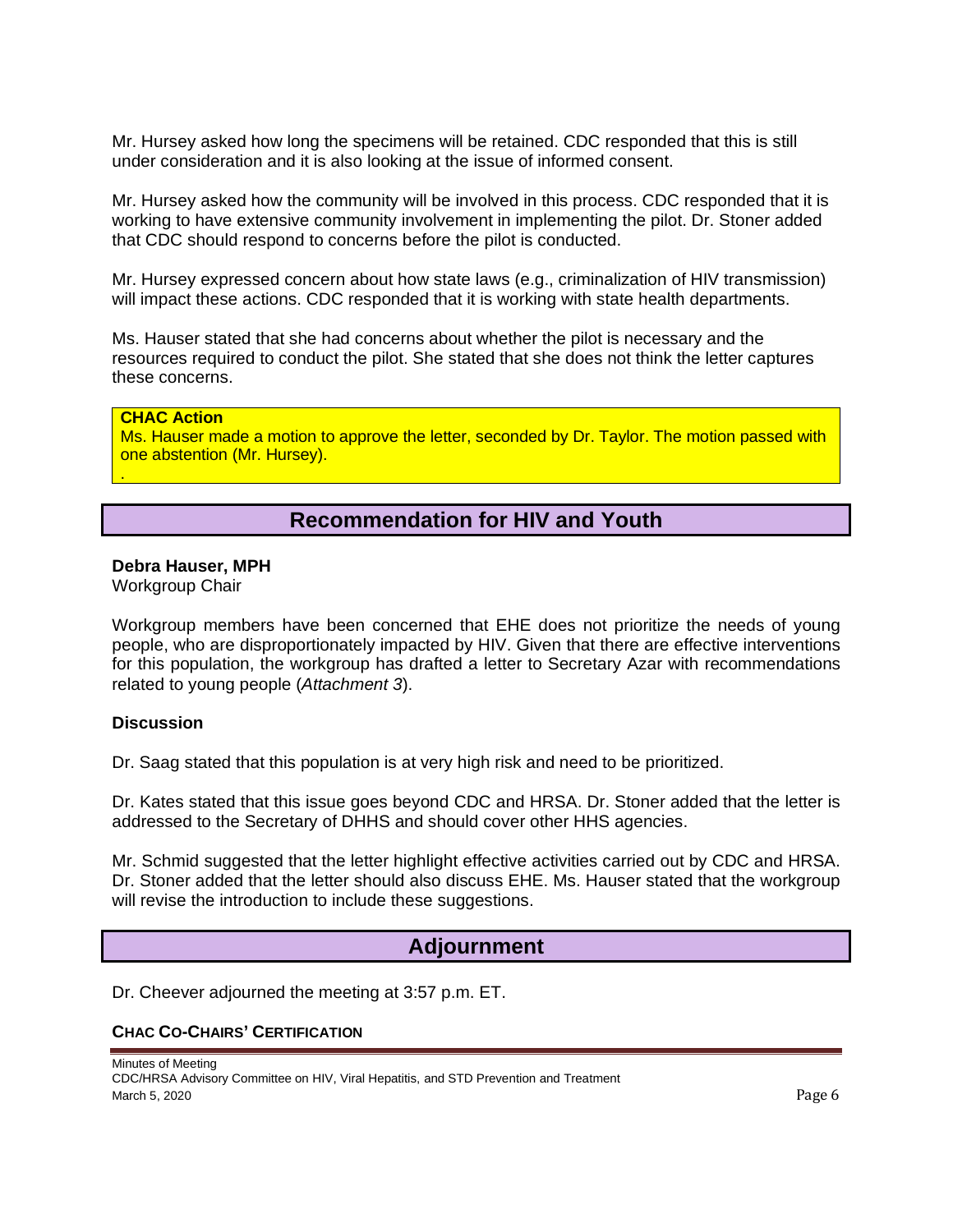Mr. Hursey asked how long the specimens will be retained. CDC responded that this is still under consideration and it is also looking at the issue of informed consent.

Mr. Hursey asked how the community will be involved in this process. CDC responded that it is working to have extensive community involvement in implementing the pilot. Dr. Stoner added that CDC should respond to concerns before the pilot is conducted.

Mr. Hursey expressed concern about how state laws (e.g., criminalization of HIV transmission) will impact these actions. CDC responded that it is working with state health departments.

Ms. Hauser stated that she had concerns about whether the pilot is necessary and the resources required to conduct the pilot. She stated that she does not think the letter captures these concerns.

**CHAC Action**
Ms. Hauser made a motion to approve the letter, seconded by Dr. Taylor. The motion passed with one abstention (Mr. Hursey).
.

## Recommendation for HIV and Youth

**Debra Hauser, MPH**
Workgroup Chair

Workgroup members have been concerned that EHE does not prioritize the needs of young people, who are disproportionately impacted by HIV. Given that there are effective interventions for this population, the workgroup has drafted a letter to Secretary Azar with recommendations related to young people (*Attachment 3*).

### Discussion

Dr. Saag stated that this population is at very high risk and need to be prioritized.

Dr. Kates stated that this issue goes beyond CDC and HRSA. Dr. Stoner added that the letter is addressed to the Secretary of DHHS and should cover other HHS agencies.

Mr. Schmid suggested that the letter highlight effective activities carried out by CDC and HRSA. Dr. Stoner added that the letter should also discuss EHE. Ms. Hauser stated that the workgroup will revise the introduction to include these suggestions.

## Adjournment

Dr. Cheever adjourned the meeting at 3:57 p.m. ET.

**CHAC CO-CHAIRS' CERTIFICATION**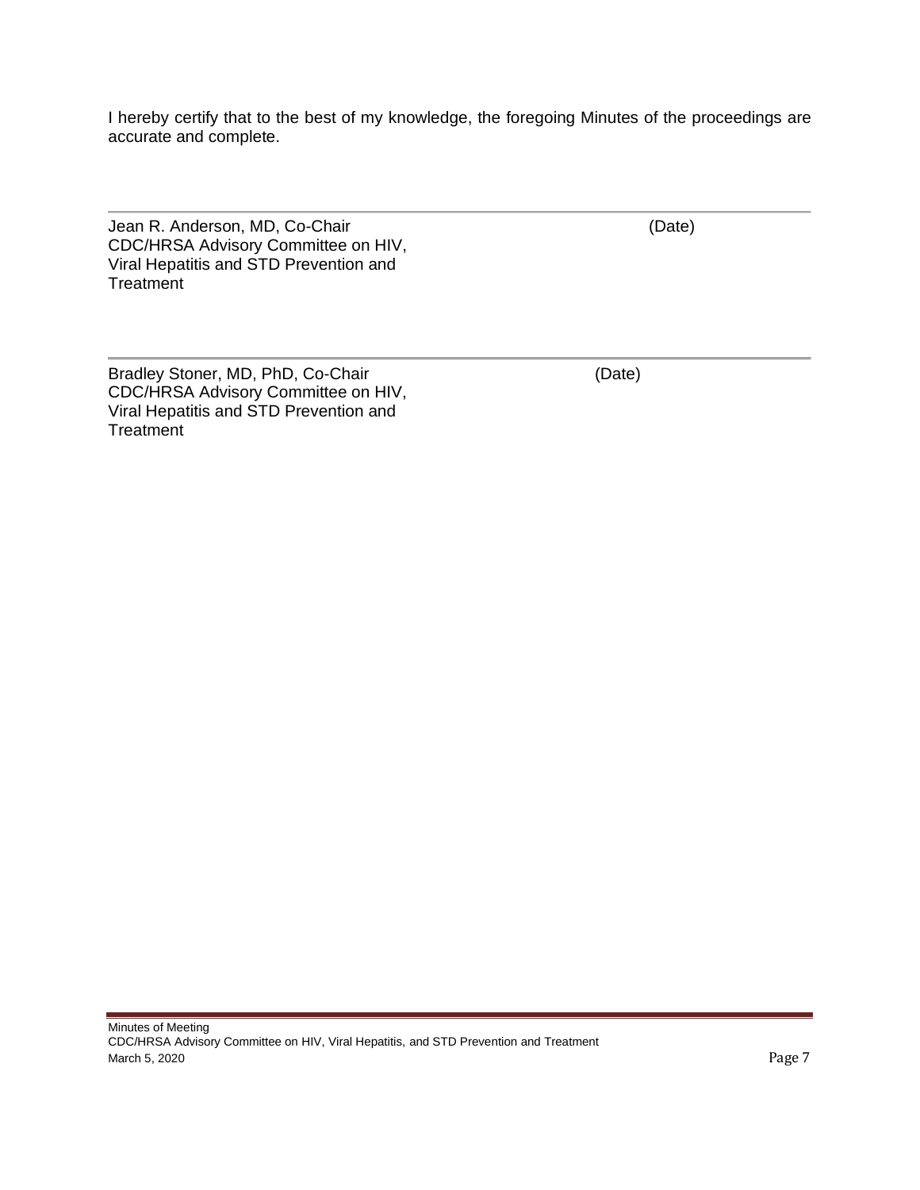I hereby certify that to the best of my knowledge, the foregoing Minutes of the proceedings are accurate and complete.

---

Jean R. Anderson, MD, Co-Chair (Date)
CDC/HRSA Advisory Committee on HIV,
Viral Hepatitis and STD Prevention and
Treatment

---

Bradley Stoner, MD, PhD, Co-Chair (Date)
CDC/HRSA Advisory Committee on HIV,
Viral Hepatitis and STD Prevention and
Treatment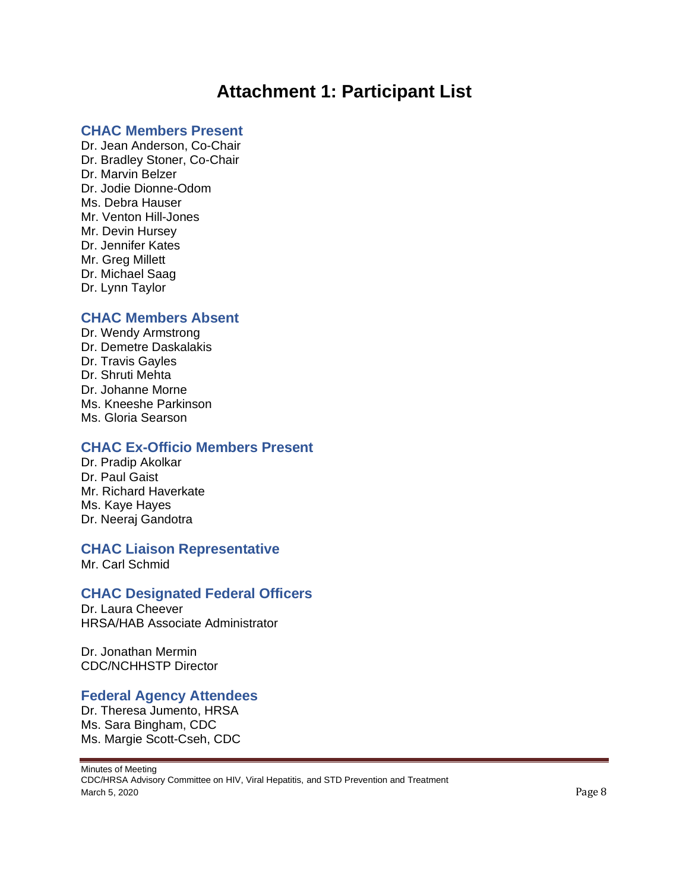# Attachment 1: Participant List

## CHAC Members Present

Dr. Jean Anderson, Co-Chair
Dr. Bradley Stoner, Co-Chair
Dr. Marvin Belzer
Dr. Jodie Dionne-Odom
Ms. Debra Hauser
Mr. Venton Hill-Jones
Mr. Devin Hursey
Dr. Jennifer Kates
Mr. Greg Millett
Dr. Michael Saag
Dr. Lynn Taylor

## CHAC Members Absent

Dr. Wendy Armstrong
Dr. Demetre Daskalakis
Dr. Travis Gayles
Dr. Shruti Mehta
Dr. Johanne Morne
Ms. Kneeshe Parkinson
Ms. Gloria Searson

## CHAC Ex-Officio Members Present

Dr. Pradip Akolkar
Dr. Paul Gaist
Mr. Richard Haverkate
Ms. Kaye Hayes
Dr. Neeraj Gandotra

## CHAC Liaison Representative

Mr. Carl Schmid

## CHAC Designated Federal Officers

Dr. Laura Cheever
HRSA/HAB Associate Administrator

Dr. Jonathan Mermin
CDC/NCHHSTP Director

## Federal Agency Attendees

Dr. Theresa Jumento, HRSA
Ms. Sara Bingham, CDC
Ms. Margie Scott-Cseh, CDC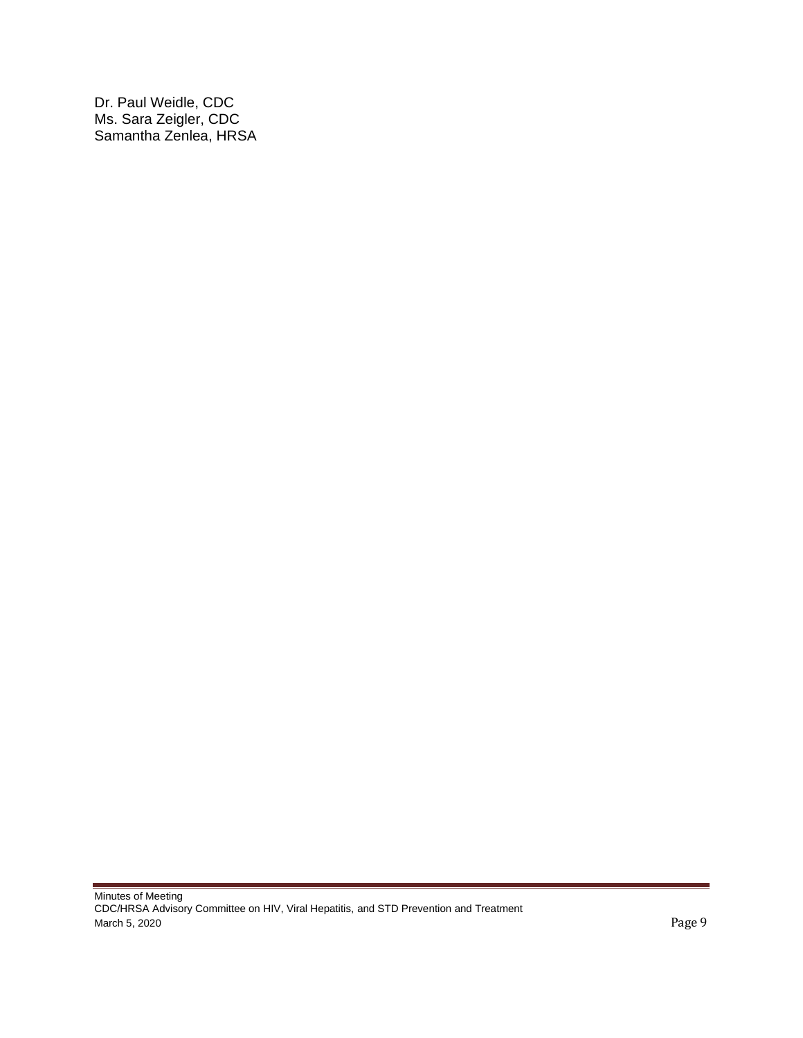Dr. Paul Weidle, CDC
Ms. Sara Zeigler, CDC
Samantha Zenlea, HRSA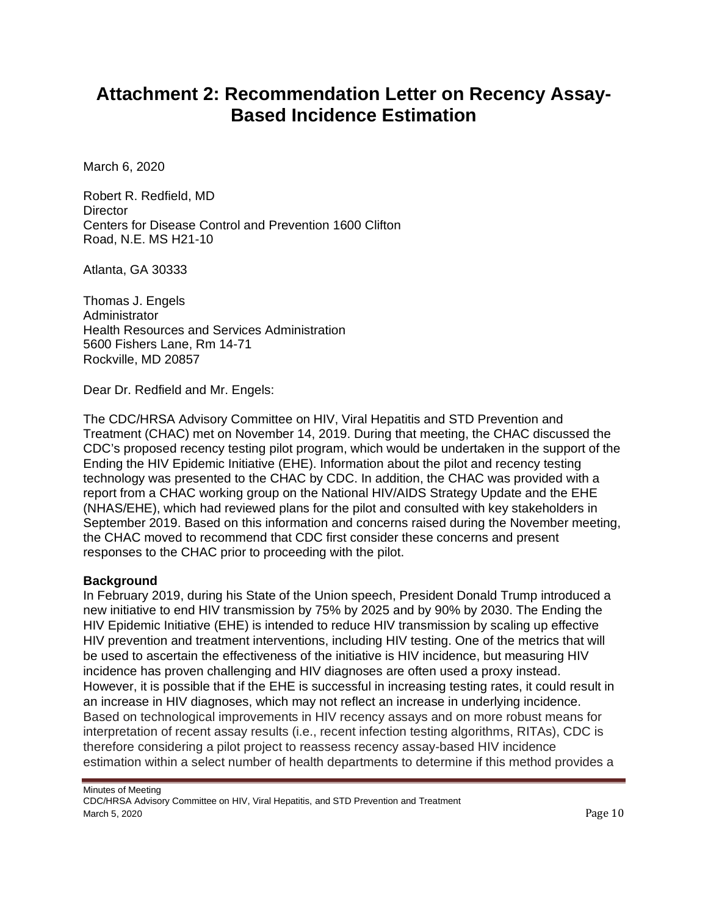# Attachment 2: Recommendation Letter on Recency Assay-Based Incidence Estimation

March 6, 2020

Robert R. Redfield, MD
Director
Centers for Disease Control and Prevention 1600 Clifton Road, N.E. MS H21-10

Atlanta, GA 30333

Thomas J. Engels
Administrator
Health Resources and Services Administration
5600 Fishers Lane, Rm 14-71
Rockville, MD 20857

Dear Dr. Redfield and Mr. Engels:

The CDC/HRSA Advisory Committee on HIV, Viral Hepatitis and STD Prevention and Treatment (CHAC) met on November 14, 2019. During that meeting, the CHAC discussed the CDC's proposed recency testing pilot program, which would be undertaken in the support of the Ending the HIV Epidemic Initiative (EHE). Information about the pilot and recency testing technology was presented to the CHAC by CDC. In addition, the CHAC was provided with a report from a CHAC working group on the National HIV/AIDS Strategy Update and the EHE (NHAS/EHE), which had reviewed plans for the pilot and consulted with key stakeholders in September 2019. Based on this information and concerns raised during the November meeting, the CHAC moved to recommend that CDC first consider these concerns and present responses to the CHAC prior to proceeding with the pilot.

**Background**
In February 2019, during his State of the Union speech, President Donald Trump introduced a new initiative to end HIV transmission by 75% by 2025 and by 90% by 2030. The Ending the HIV Epidemic Initiative (EHE) is intended to reduce HIV transmission by scaling up effective HIV prevention and treatment interventions, including HIV testing. One of the metrics that will be used to ascertain the effectiveness of the initiative is HIV incidence, but measuring HIV incidence has proven challenging and HIV diagnoses are often used a proxy instead. However, it is possible that if the EHE is successful in increasing testing rates, it could result in an increase in HIV diagnoses, which may not reflect an increase in underlying incidence. Based on technological improvements in HIV recency assays and on more robust means for interpretation of recent assay results (i.e., recent infection testing algorithms, RITAs), CDC is therefore considering a pilot project to reassess recency assay-based HIV incidence estimation within a select number of health departments to determine if this method provides a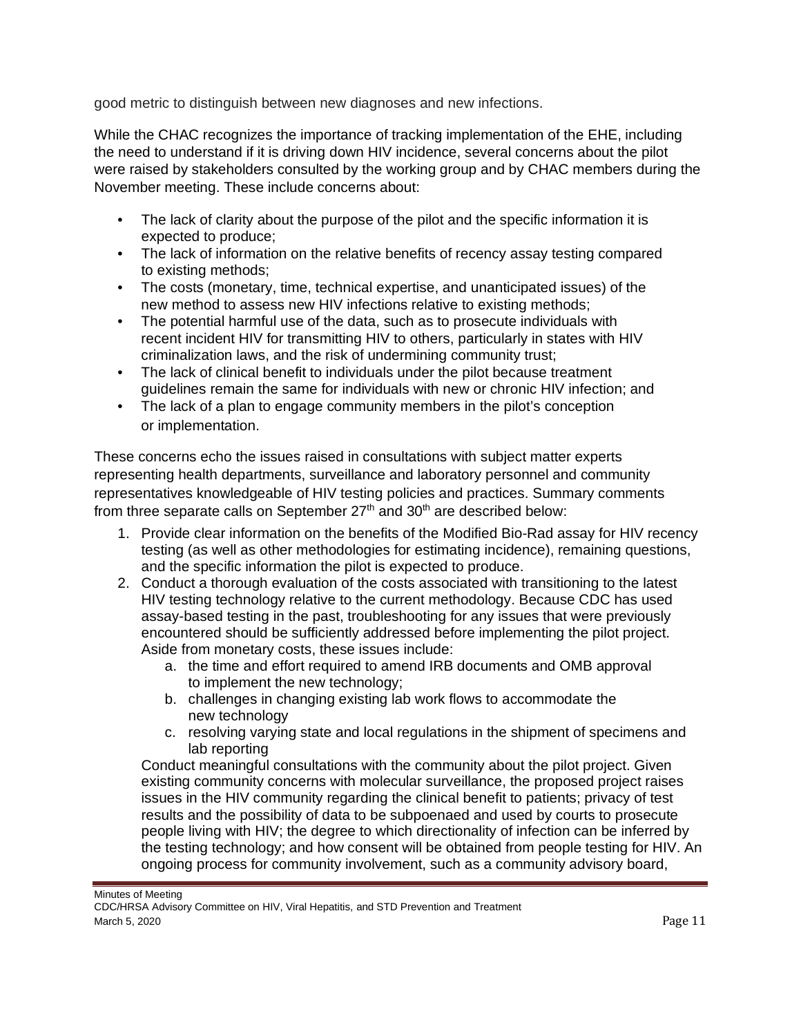good metric to distinguish between new diagnoses and new infections.

While the CHAC recognizes the importance of tracking implementation of the EHE, including the need to understand if it is driving down HIV incidence, several concerns about the pilot were raised by stakeholders consulted by the working group and by CHAC members during the November meeting. These include concerns about:

- The lack of clarity about the purpose of the pilot and the specific information it is expected to produce;
- The lack of information on the relative benefits of recency assay testing compared to existing methods;
- The costs (monetary, time, technical expertise, and unanticipated issues) of the new method to assess new HIV infections relative to existing methods;
- The potential harmful use of the data, such as to prosecute individuals with recent incident HIV for transmitting HIV to others, particularly in states with HIV criminalization laws, and the risk of undermining community trust;
- The lack of clinical benefit to individuals under the pilot because treatment guidelines remain the same for individuals with new or chronic HIV infection; and
- The lack of a plan to engage community members in the pilot's conception or implementation.

These concerns echo the issues raised in consultations with subject matter experts representing health departments, surveillance and laboratory personnel and community representatives knowledgeable of HIV testing policies and practices. Summary comments from three separate calls on September 27th and 30th are described below:

1. Provide clear information on the benefits of the Modified Bio-Rad assay for HIV recency testing (as well as other methodologies for estimating incidence), remaining questions, and the specific information the pilot is expected to produce.
2. Conduct a thorough evaluation of the costs associated with transitioning to the latest HIV testing technology relative to the current methodology. Because CDC has used assay-based testing in the past, troubleshooting for any issues that were previously encountered should be sufficiently addressed before implementing the pilot project. Aside from monetary costs, these issues include:
   a. the time and effort required to amend IRB documents and OMB approval to implement the new technology;
   b. challenges in changing existing lab work flows to accommodate the new technology
   c. resolving varying state and local regulations in the shipment of specimens and lab reporting

   Conduct meaningful consultations with the community about the pilot project. Given existing community concerns with molecular surveillance, the proposed project raises issues in the HIV community regarding the clinical benefit to patients; privacy of test results and the possibility of data to be subpoenaed and used by courts to prosecute people living with HIV; the degree to which directionality of infection can be inferred by the testing technology; and how consent will be obtained from people testing for HIV. An ongoing process for community involvement, such as a community advisory board,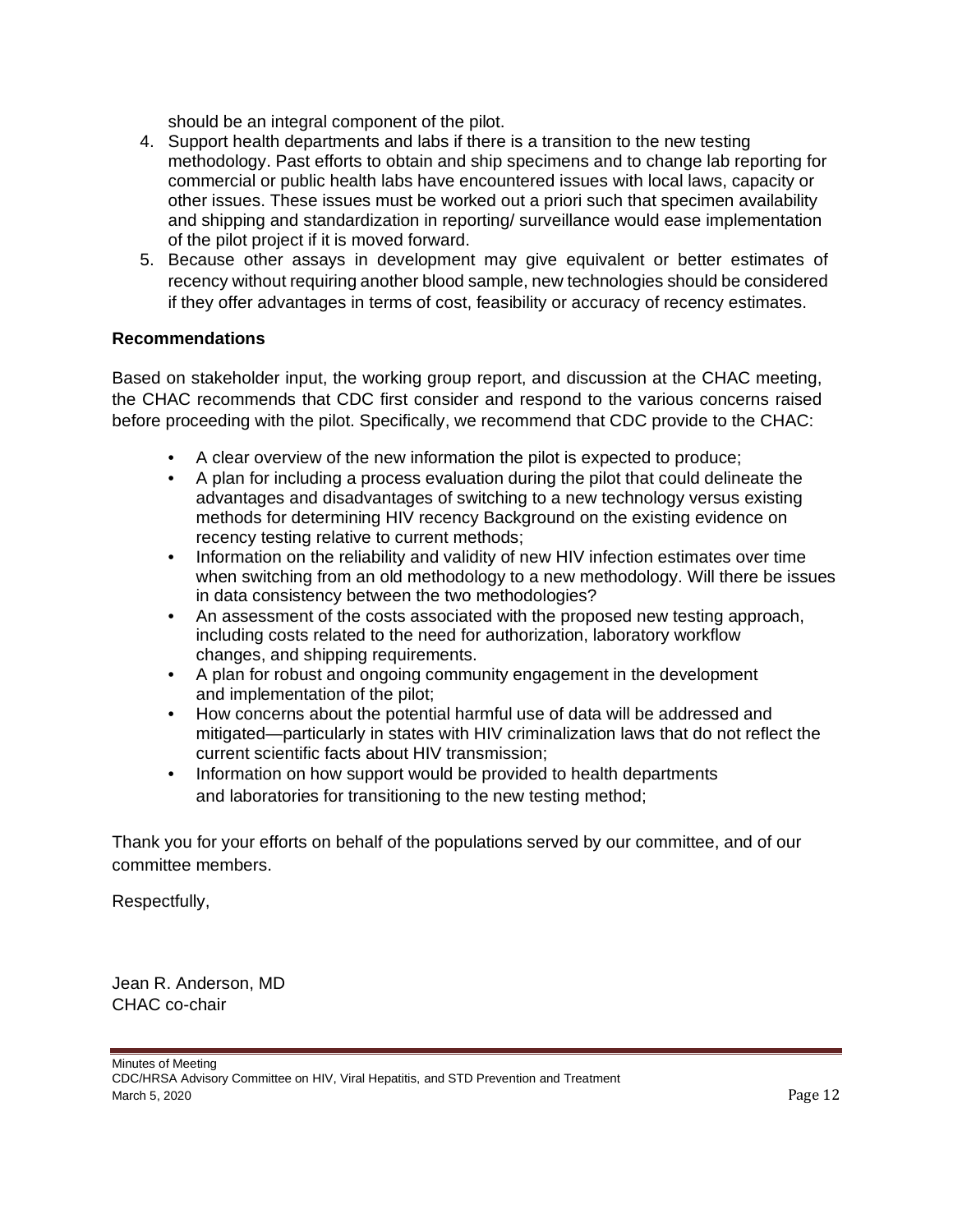should be an integral component of the pilot.

4. Support health departments and labs if there is a transition to the new testing methodology. Past efforts to obtain and ship specimens and to change lab reporting for commercial or public health labs have encountered issues with local laws, capacity or other issues. These issues must be worked out a priori such that specimen availability and shipping and standardization in reporting/ surveillance would ease implementation of the pilot project if it is moved forward.
5. Because other assays in development may give equivalent or better estimates of recency without requiring another blood sample, new technologies should be considered if they offer advantages in terms of cost, feasibility or accuracy of recency estimates.

**Recommendations**

Based on stakeholder input, the working group report, and discussion at the CHAC meeting, the CHAC recommends that CDC first consider and respond to the various concerns raised before proceeding with the pilot. Specifically, we recommend that CDC provide to the CHAC:

- A clear overview of the new information the pilot is expected to produce;
- A plan for including a process evaluation during the pilot that could delineate the advantages and disadvantages of switching to a new technology versus existing methods for determining HIV recency Background on the existing evidence on recency testing relative to current methods;
- Information on the reliability and validity of new HIV infection estimates over time when switching from an old methodology to a new methodology. Will there be issues in data consistency between the two methodologies?
- An assessment of the costs associated with the proposed new testing approach, including costs related to the need for authorization, laboratory workflow changes, and shipping requirements.
- A plan for robust and ongoing community engagement in the development and implementation of the pilot;
- How concerns about the potential harmful use of data will be addressed and mitigated—particularly in states with HIV criminalization laws that do not reflect the current scientific facts about HIV transmission;
- Information on how support would be provided to health departments and laboratories for transitioning to the new testing method;

Thank you for your efforts on behalf of the populations served by our committee, and of our committee members.

Respectfully,

Jean R. Anderson, MD
CHAC co-chair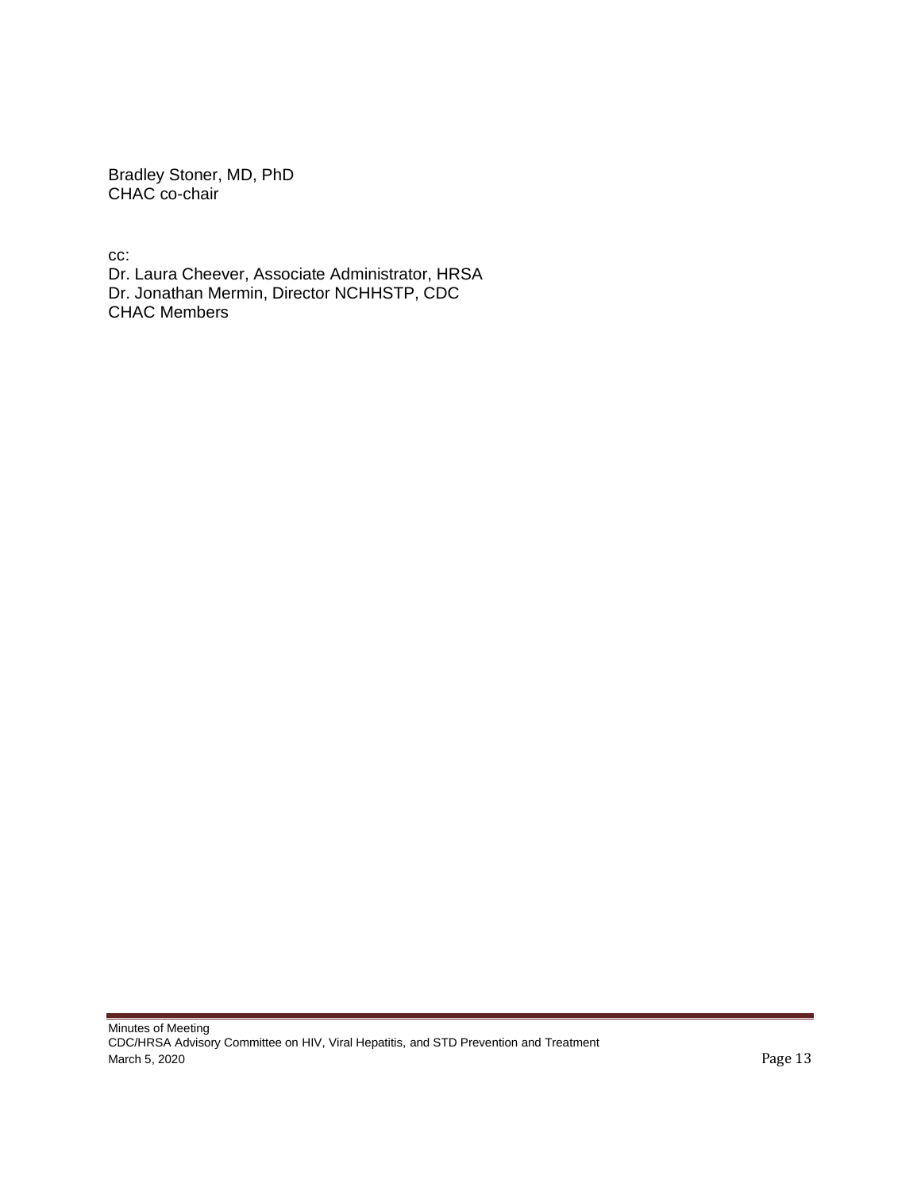Bradley Stoner, MD, PhD
CHAC co-chair

cc:
Dr. Laura Cheever, Associate Administrator, HRSA
Dr. Jonathan Mermin, Director NCHHSTP, CDC
CHAC Members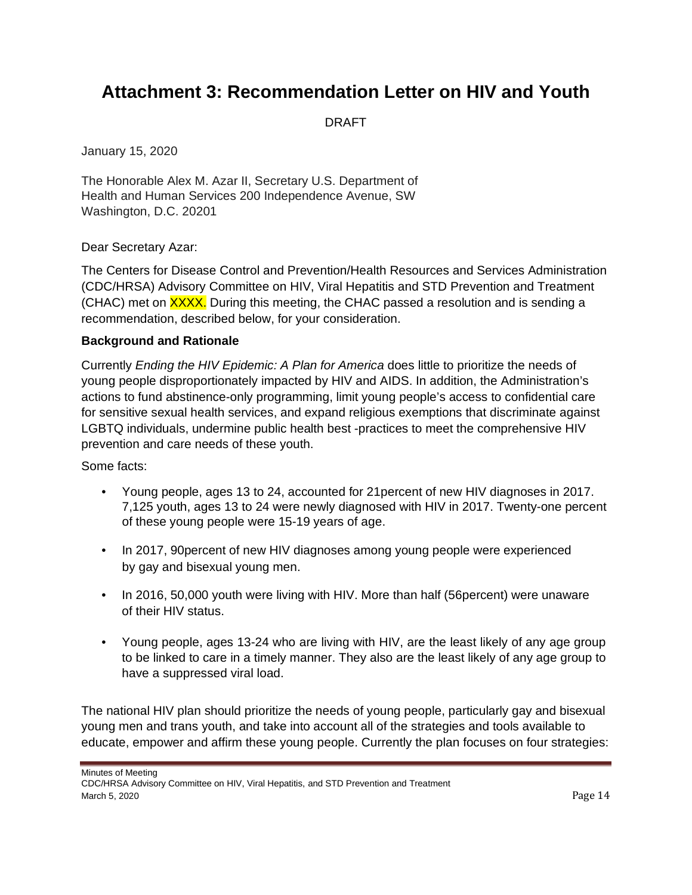# Attachment 3: Recommendation Letter on HIV and Youth

DRAFT

January 15, 2020

The Honorable Alex M. Azar II, Secretary U.S. Department of Health and Human Services 200 Independence Avenue, SW Washington, D.C. 20201

Dear Secretary Azar:

The Centers for Disease Control and Prevention/Health Resources and Services Administration (CDC/HRSA) Advisory Committee on HIV, Viral Hepatitis and STD Prevention and Treatment (CHAC) met on XXXX. During this meeting, the CHAC passed a resolution and is sending a recommendation, described below, for your consideration.

**Background and Rationale**

Currently *Ending the HIV Epidemic: A Plan for America* does little to prioritize the needs of young people disproportionately impacted by HIV and AIDS. In addition, the Administration's actions to fund abstinence-only programming, limit young people's access to confidential care for sensitive sexual health services, and expand religious exemptions that discriminate against LGBTQ individuals, undermine public health best -practices to meet the comprehensive HIV prevention and care needs of these youth.

Some facts:

- Young people, ages 13 to 24, accounted for 21percent of new HIV diagnoses in 2017. 7,125 youth, ages 13 to 24 were newly diagnosed with HIV in 2017. Twenty-one percent of these young people were 15-19 years of age.
- In 2017, 90percent of new HIV diagnoses among young people were experienced by gay and bisexual young men.
- In 2016, 50,000 youth were living with HIV. More than half (56percent) were unaware of their HIV status.
- Young people, ages 13-24 who are living with HIV, are the least likely of any age group to be linked to care in a timely manner. They also are the least likely of any age group to have a suppressed viral load.

The national HIV plan should prioritize the needs of young people, particularly gay and bisexual young men and trans youth, and take into account all of the strategies and tools available to educate, empower and affirm these young people. Currently the plan focuses on four strategies: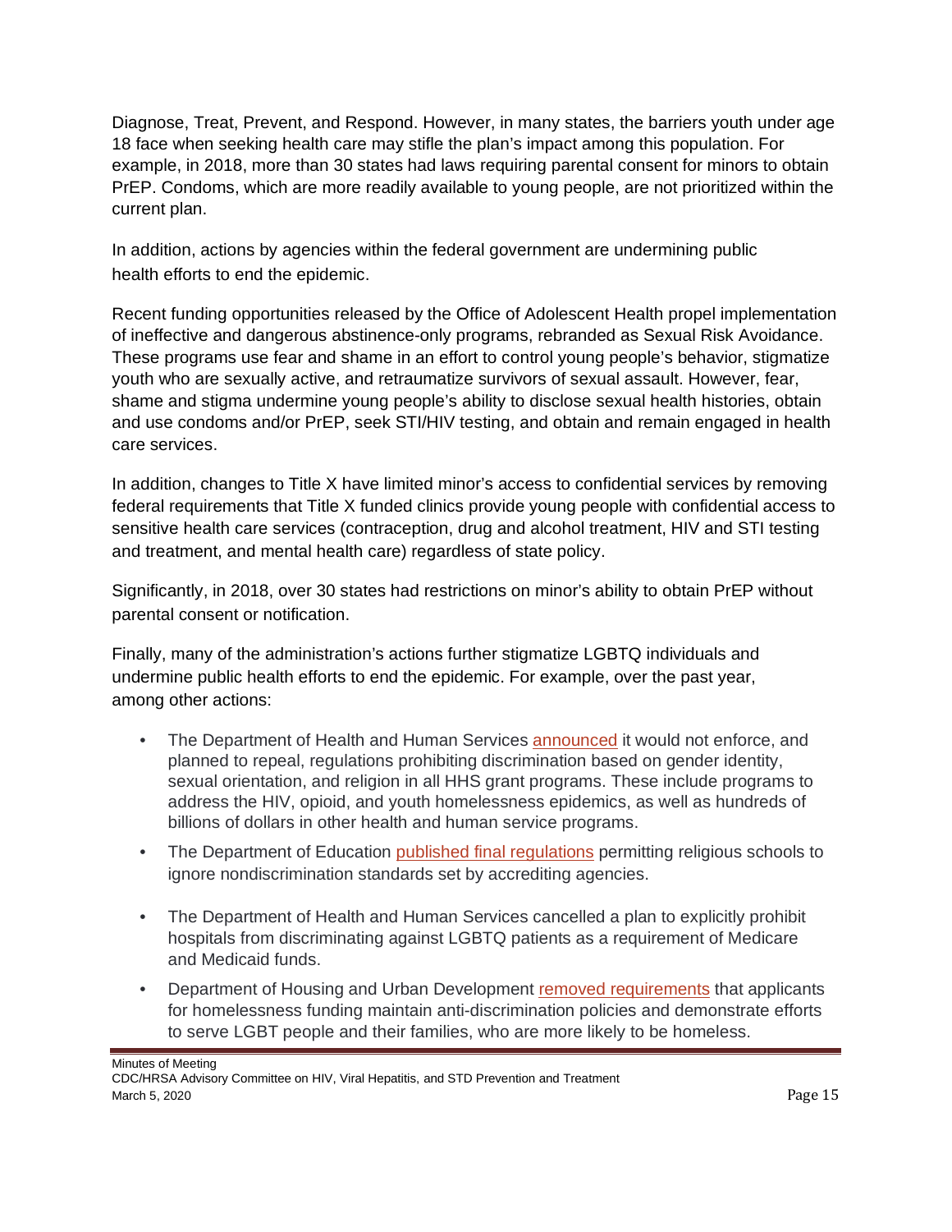Diagnose, Treat, Prevent, and Respond. However, in many states, the barriers youth under age 18 face when seeking health care may stifle the plan's impact among this population. For example, in 2018, more than 30 states had laws requiring parental consent for minors to obtain PrEP. Condoms, which are more readily available to young people, are not prioritized within the current plan.

In addition, actions by agencies within the federal government are undermining public health efforts to end the epidemic.

Recent funding opportunities released by the Office of Adolescent Health propel implementation of ineffective and dangerous abstinence-only programs, rebranded as Sexual Risk Avoidance. These programs use fear and shame in an effort to control young people's behavior, stigmatize youth who are sexually active, and retraumatize survivors of sexual assault. However, fear, shame and stigma undermine young people's ability to disclose sexual health histories, obtain and use condoms and/or PrEP, seek STI/HIV testing, and obtain and remain engaged in health care services.

In addition, changes to Title X have limited minor's access to confidential services by removing federal requirements that Title X funded clinics provide young people with confidential access to sensitive health care services (contraception, drug and alcohol treatment, HIV and STI testing and treatment, and mental health care) regardless of state policy.

Significantly, in 2018, over 30 states had restrictions on minor's ability to obtain PrEP without parental consent or notification.

Finally, many of the administration's actions further stigmatize LGBTQ individuals and undermine public health efforts to end the epidemic. For example, over the past year, among other actions:

- The Department of Health and Human Services announced it would not enforce, and planned to repeal, regulations prohibiting discrimination based on gender identity, sexual orientation, and religion in all HHS grant programs. These include programs to address the HIV, opioid, and youth homelessness epidemics, as well as hundreds of billions of dollars in other health and human service programs.
- The Department of Education published final regulations permitting religious schools to ignore nondiscrimination standards set by accrediting agencies.
- The Department of Health and Human Services cancelled a plan to explicitly prohibit hospitals from discriminating against LGBTQ patients as a requirement of Medicare and Medicaid funds.
- Department of Housing and Urban Development removed requirements that applicants for homelessness funding maintain anti-discrimination policies and demonstrate efforts to serve LGBT people and their families, who are more likely to be homeless.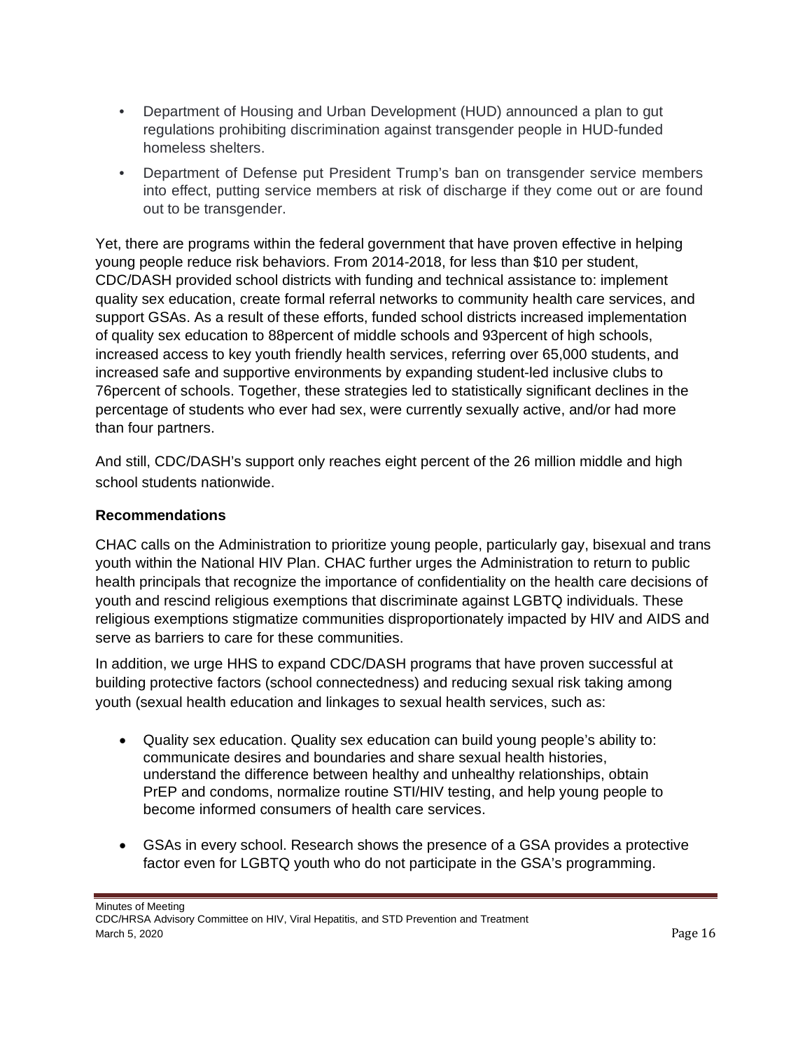- Department of Housing and Urban Development (HUD) announced a plan to gut regulations prohibiting discrimination against transgender people in HUD-funded homeless shelters.
- Department of Defense put President Trump's ban on transgender service members into effect, putting service members at risk of discharge if they come out or are found out to be transgender.

Yet, there are programs within the federal government that have proven effective in helping young people reduce risk behaviors. From 2014-2018, for less than $10 per student, CDC/DASH provided school districts with funding and technical assistance to: implement quality sex education, create formal referral networks to community health care services, and support GSAs. As a result of these efforts, funded school districts increased implementation of quality sex education to 88percent of middle schools and 93percent of high schools, increased access to key youth friendly health services, referring over 65,000 students, and increased safe and supportive environments by expanding student-led inclusive clubs to 76percent of schools. Together, these strategies led to statistically significant declines in the percentage of students who ever had sex, were currently sexually active, and/or had more than four partners.

And still, CDC/DASH's support only reaches eight percent of the 26 million middle and high school students nationwide.

**Recommendations**

CHAC calls on the Administration to prioritize young people, particularly gay, bisexual and trans youth within the National HIV Plan. CHAC further urges the Administration to return to public health principals that recognize the importance of confidentiality on the health care decisions of youth and rescind religious exemptions that discriminate against LGBTQ individuals. These religious exemptions stigmatize communities disproportionately impacted by HIV and AIDS and serve as barriers to care for these communities.

In addition, we urge HHS to expand CDC/DASH programs that have proven successful at building protective factors (school connectedness) and reducing sexual risk taking among youth (sexual health education and linkages to sexual health services, such as:

- Quality sex education. Quality sex education can build young people's ability to: communicate desires and boundaries and share sexual health histories, understand the difference between healthy and unhealthy relationships, obtain PrEP and condoms, normalize routine STI/HIV testing, and help young people to become informed consumers of health care services.
- GSAs in every school. Research shows the presence of a GSA provides a protective factor even for LGBTQ youth who do not participate in the GSA's programming.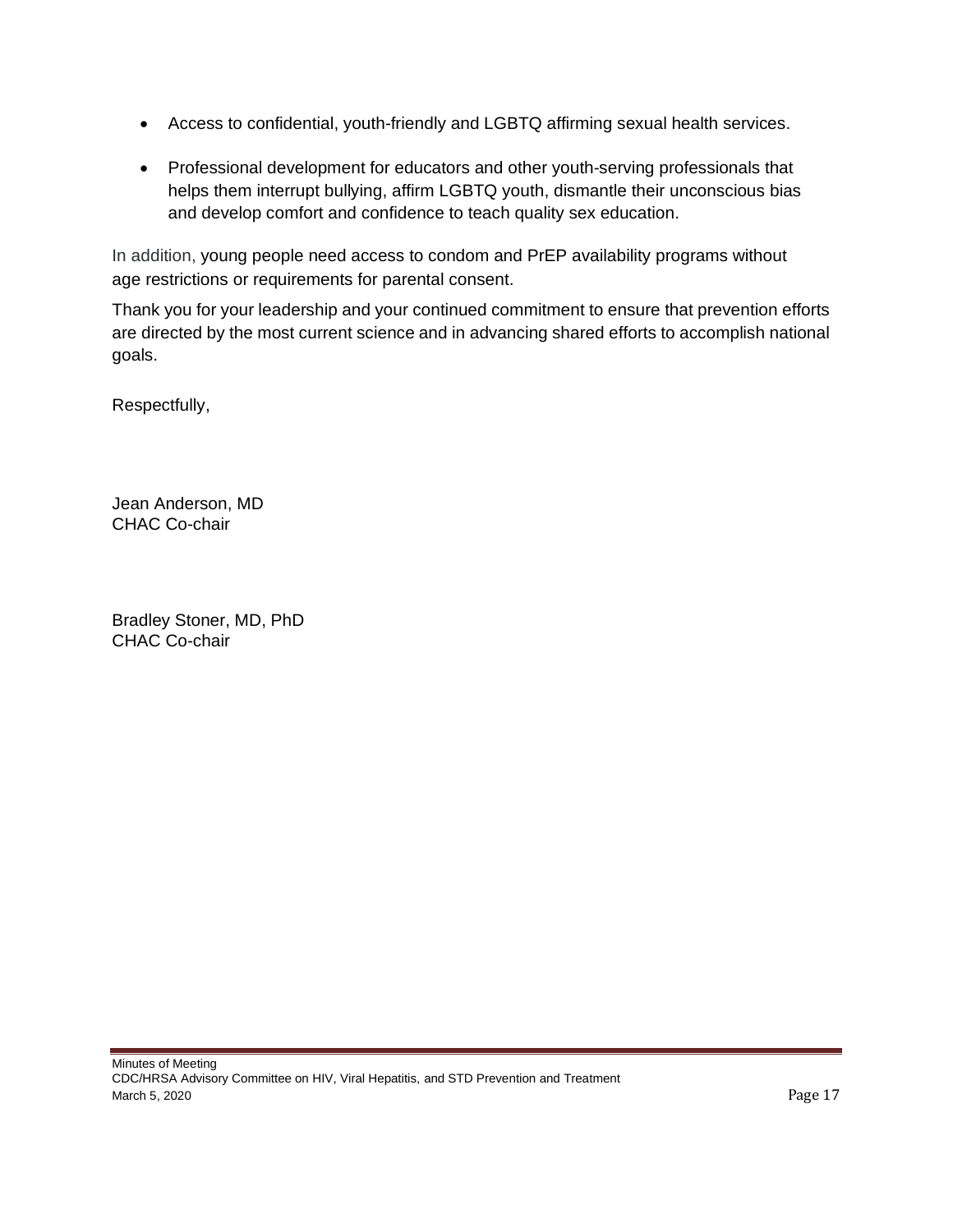- Access to confidential, youth-friendly and LGBTQ affirming sexual health services.
- Professional development for educators and other youth-serving professionals that helps them interrupt bullying, affirm LGBTQ youth, dismantle their unconscious bias and develop comfort and confidence to teach quality sex education.

In addition, young people need access to condom and PrEP availability programs without age restrictions or requirements for parental consent.

Thank you for your leadership and your continued commitment to ensure that prevention efforts are directed by the most current science and in advancing shared efforts to accomplish national goals.

Respectfully,

Jean Anderson, MD
CHAC Co-chair

Bradley Stoner, MD, PhD
CHAC Co-chair